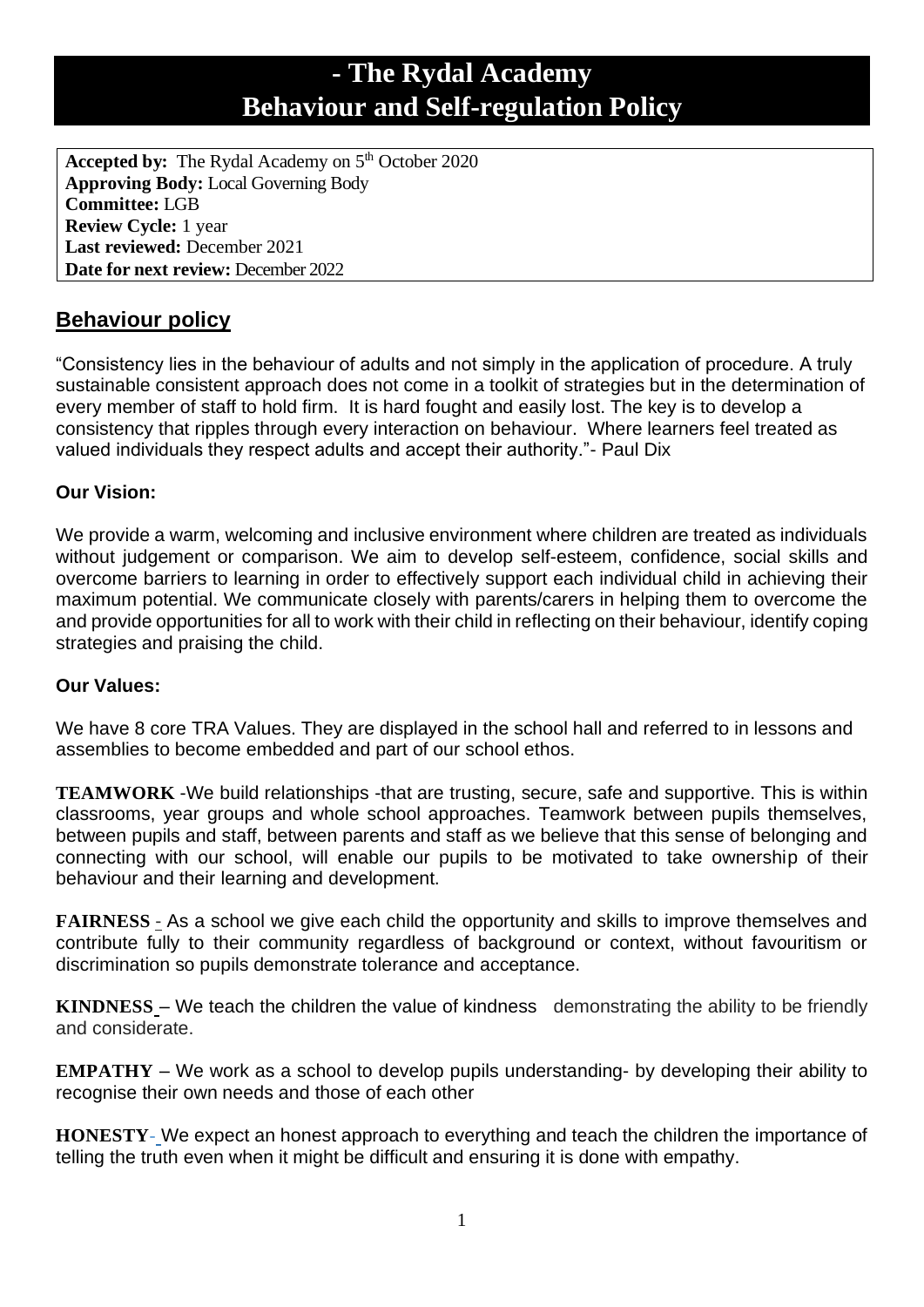# - The Rydal Academy
# Behaviour and Self-regulation Policy

**Accepted by:** The Rydal Academy on 5th October 2020
**Approving Body:** Local Governing Body
**Committee:** LGB
**Review Cycle:** 1 year
**Last reviewed:** December 2021
**Date for next review:** December 2022

## Behaviour policy

"Consistency lies in the behaviour of adults and not simply in the application of procedure. A truly sustainable consistent approach does not come in a toolkit of strategies but in the determination of every member of staff to hold firm. It is hard fought and easily lost. The key is to develop a consistency that ripples through every interaction on behaviour. Where learners feel treated as valued individuals they respect adults and accept their authority."- Paul Dix

### Our Vision:

We provide a warm, welcoming and inclusive environment where children are treated as individuals without judgement or comparison. We aim to develop self-esteem, confidence, social skills and overcome barriers to learning in order to effectively support each individual child in achieving their maximum potential. We communicate closely with parents/carers in helping them to overcome the and provide opportunities for all to work with their child in reflecting on their behaviour, identify coping strategies and praising the child.

### Our Values:

We have 8 core TRA Values. They are displayed in the school hall and referred to in lessons and assemblies to become embedded and part of our school ethos.

**TEAMWORK** -We build relationships -that are trusting, secure, safe and supportive. This is within classrooms, year groups and whole school approaches. Teamwork between pupils themselves, between pupils and staff, between parents and staff as we believe that this sense of belonging and connecting with our school, will enable our pupils to be motivated to take ownership of their behaviour and their learning and development.

**FAIRNESS** - As a school we give each child the opportunity and skills to improve themselves and contribute fully to their community regardless of background or context, without favouritism or discrimination so pupils demonstrate tolerance and acceptance.

**KINDNESS** – We teach the children the value of kindness demonstrating the ability to be friendly and considerate.

**EMPATHY** – We work as a school to develop pupils understanding- by developing their ability to recognise their own needs and those of each other

**HONESTY**- We expect an honest approach to everything and teach the children the importance of telling the truth even when it might be difficult and ensuring it is done with empathy.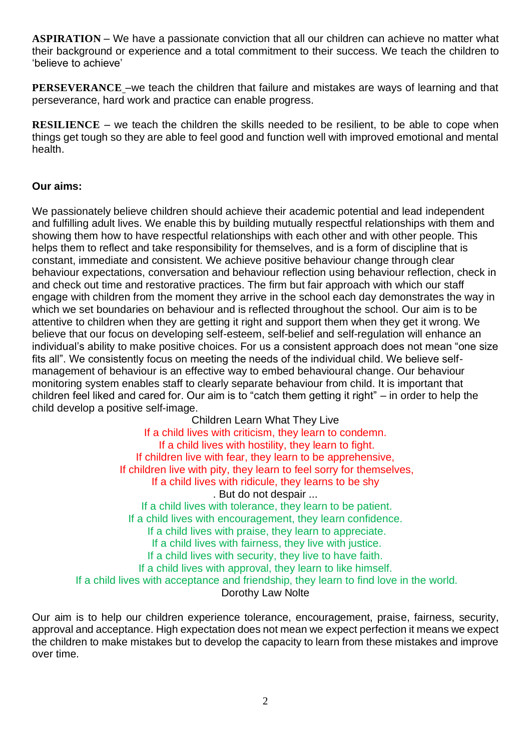**ASPIRATION** – We have a passionate conviction that all our children can achieve no matter what their background or experience and a total commitment to their success. We teach the children to 'believe to achieve'

**PERSEVERANCE** –we teach the children that failure and mistakes are ways of learning and that perseverance, hard work and practice can enable progress.

**RESILIENCE** – we teach the children the skills needed to be resilient, to be able to cope when things get tough so they are able to feel good and function well with improved emotional and mental health.

**Our aims:**

We passionately believe children should achieve their academic potential and lead independent and fulfilling adult lives. We enable this by building mutually respectful relationships with them and showing them how to have respectful relationships with each other and with other people. This helps them to reflect and take responsibility for themselves, and is a form of discipline that is constant, immediate and consistent. We achieve positive behaviour change through clear behaviour expectations, conversation and behaviour reflection using behaviour reflection, check in and check out time and restorative practices. The firm but fair approach with which our staff engage with children from the moment they arrive in the school each day demonstrates the way in which we set boundaries on behaviour and is reflected throughout the school. Our aim is to be attentive to children when they are getting it right and support them when they get it wrong. We believe that our focus on developing self-esteem, self-belief and self-regulation will enhance an individual's ability to make positive choices. For us a consistent approach does not mean "one size fits all". We consistently focus on meeting the needs of the individual child. We believe self-management of behaviour is an effective way to embed behavioural change. Our behaviour monitoring system enables staff to clearly separate behaviour from child. It is important that children feel liked and cared for. Our aim is to "catch them getting it right" – in order to help the child develop a positive self-image.

Children Learn What They Live
If a child lives with criticism, they learn to condemn.
If a child lives with hostility, they learn to fight.
If children live with fear, they learn to be apprehensive,
If children live with pity, they learn to feel sorry for themselves,
If a child lives with ridicule, they learns to be shy
. But do not despair ...
If a child lives with tolerance, they learn to be patient.
If a child lives with encouragement, they learn confidence.
If a child lives with praise, they learn to appreciate.
If a child lives with fairness, they live with justice.
If a child lives with security, they live to have faith.
If a child lives with approval, they learn to like himself.
If a child lives with acceptance and friendship, they learn to find love in the world.
Dorothy Law Nolte

Our aim is to help our children experience tolerance, encouragement, praise, fairness, security, approval and acceptance. High expectation does not mean we expect perfection it means we expect the children to make mistakes but to develop the capacity to learn from these mistakes and improve over time.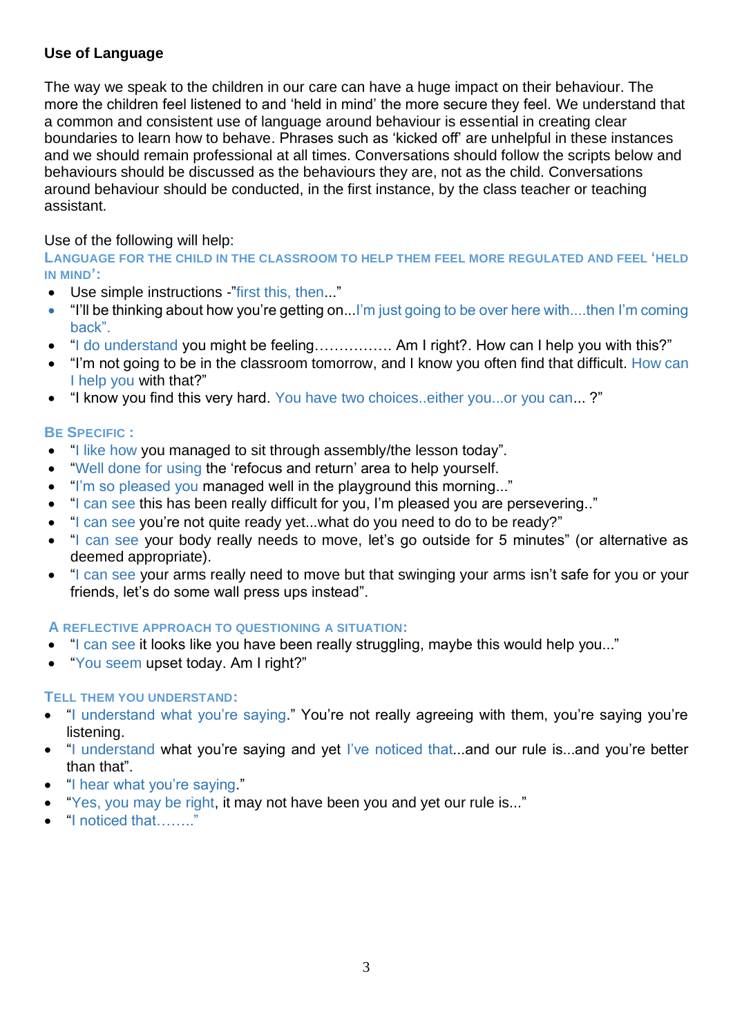**Use of Language**

The way we speak to the children in our care can have a huge impact on their behaviour. The more the children feel listened to and 'held in mind' the more secure they feel. We understand that a common and consistent use of language around behaviour is essential in creating clear boundaries to learn how to behave. Phrases such as 'kicked off' are unhelpful in these instances and we should remain professional at all times. Conversations should follow the scripts below and behaviours should be discussed as the behaviours they are, not as the child. Conversations around behaviour should be conducted, in the first instance, by the class teacher or teaching assistant.

Use of the following will help:

### LANGUAGE FOR THE CHILD IN THE CLASSROOM TO HELP THEM FEEL MORE REGULATED AND FEEL 'HELD IN MIND':

- Use simple instructions -"first this, then..."
- "I'll be thinking about how you're getting on...I'm just going to be over here with....then I'm coming back".
- "I do understand you might be feeling……………. Am I right?. How can I help you with this?"
- "I'm not going to be in the classroom tomorrow, and I know you often find that difficult. How can I help you with that?"
- "I know you find this very hard. You have two choices..either you...or you can... ?"

### BE SPECIFIC :

- "I like how you managed to sit through assembly/the lesson today".
- "Well done for using the 'refocus and return' area to help yourself.
- "I'm so pleased you managed well in the playground this morning..."
- "I can see this has been really difficult for you, I'm pleased you are persevering.."
- "I can see you're not quite ready yet...what do you need to do to be ready?"
- "I can see your body really needs to move, let's go outside for 5 minutes" (or alternative as deemed appropriate).
- "I can see your arms really need to move but that swinging your arms isn't safe for you or your friends, let's do some wall press ups instead".

### A REFLECTIVE APPROACH TO QUESTIONING A SITUATION:

- "I can see it looks like you have been really struggling, maybe this would help you..."
- "You seem upset today. Am I right?"

### TELL THEM YOU UNDERSTAND:

- "I understand what you're saying." You're not really agreeing with them, you're saying you're listening.
- "I understand what you're saying and yet I've noticed that...and our rule is...and you're better than that".
- "I hear what you're saying."
- "Yes, you may be right, it may not have been you and yet our rule is..."
- "I noticed that…….."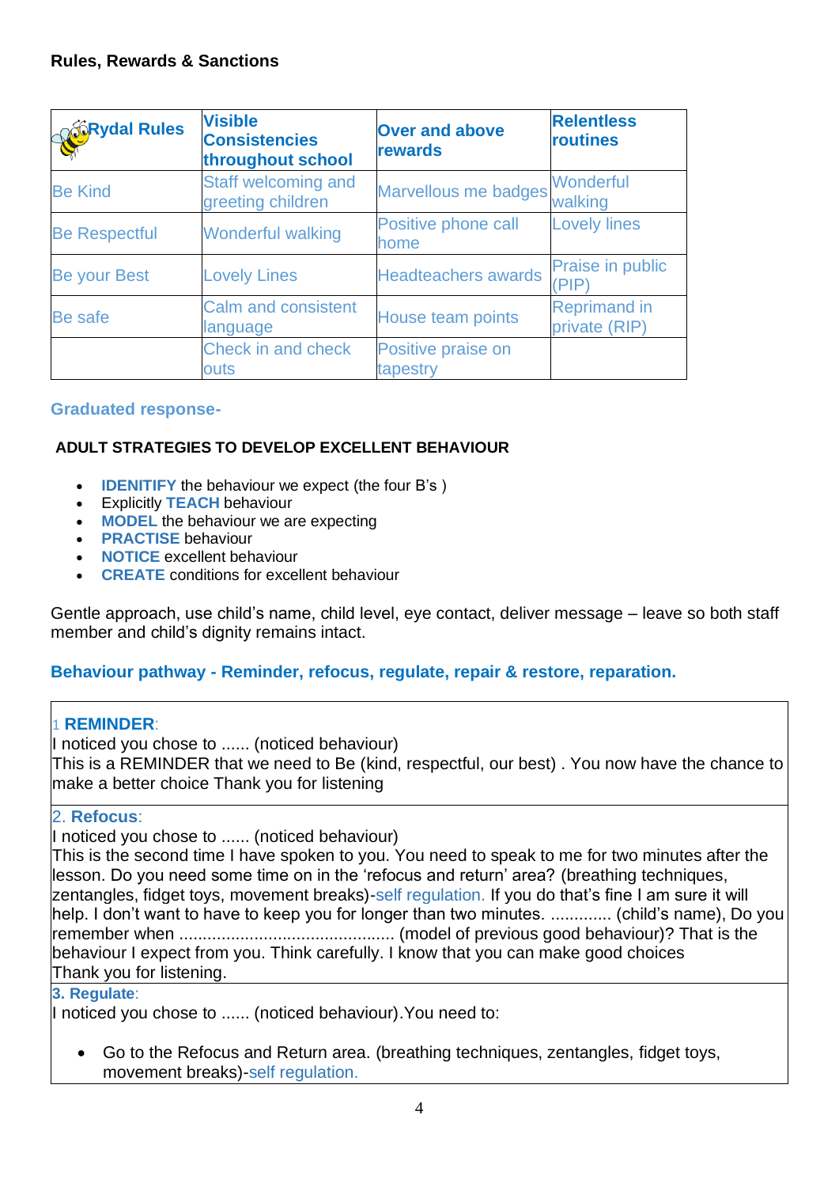## Rules, Rewards & Sanctions

| Rydal Rules | Visible Consistencies throughout school | Over and above rewards | Relentless routines |
|---|---|---|---|
| Be Kind | Staff welcoming and greeting children | Marvellous me badges | Wonderful walking |
| Be Respectful | Wonderful walking | Positive phone call home | Lovely lines |
| Be your Best | Lovely Lines | Headteachers awards | Praise in public (PIP) |
| Be safe | Calm and consistent language | House team points | Reprimand in private (RIP) |
| | Check in and check outs | Positive praise on tapestry | |

**Graduated response-**

**ADULT STRATEGIES TO DEVELOP EXCELLENT BEHAVIOUR**

- **IDENIFITY** the behaviour we expect (the four B's )
- Explicitly **TEACH** behaviour
- **MODEL** the behaviour we are expecting
- **PRACTISE** behaviour
- **NOTICE** excellent behaviour
- **CREATE** conditions for excellent behaviour

Gentle approach, use child's name, child level, eye contact, deliver message – leave so both staff member and child's dignity remains intact.

**Behaviour pathway - Reminder, refocus, regulate, repair & restore, reparation.**

1 **REMINDER**:
I noticed you chose to ...... (noticed behaviour)
This is a REMINDER that we need to Be (kind, respectful, our best) . You now have the chance to make a better choice Thank you for listening

2. **Refocus**:
I noticed you chose to ...... (noticed behaviour)
This is the second time I have spoken to you. You need to speak to me for two minutes after the lesson. Do you need some time on in the 'refocus and return' area? (breathing techniques, zentangles, fidget toys, movement breaks)-self regulation. If you do that's fine I am sure it will help. I don't want to have to keep you for longer than two minutes. ............. (child's name), Do you remember when ............................................ (model of previous good behaviour)? That is the behaviour I expect from you. Think carefully. I know that you can make good choices
Thank you for listening.

**3. Regulate**:
I noticed you chose to ...... (noticed behaviour).You need to:

- Go to the Refocus and Return area. (breathing techniques, zentangles, fidget toys, movement breaks)-self regulation.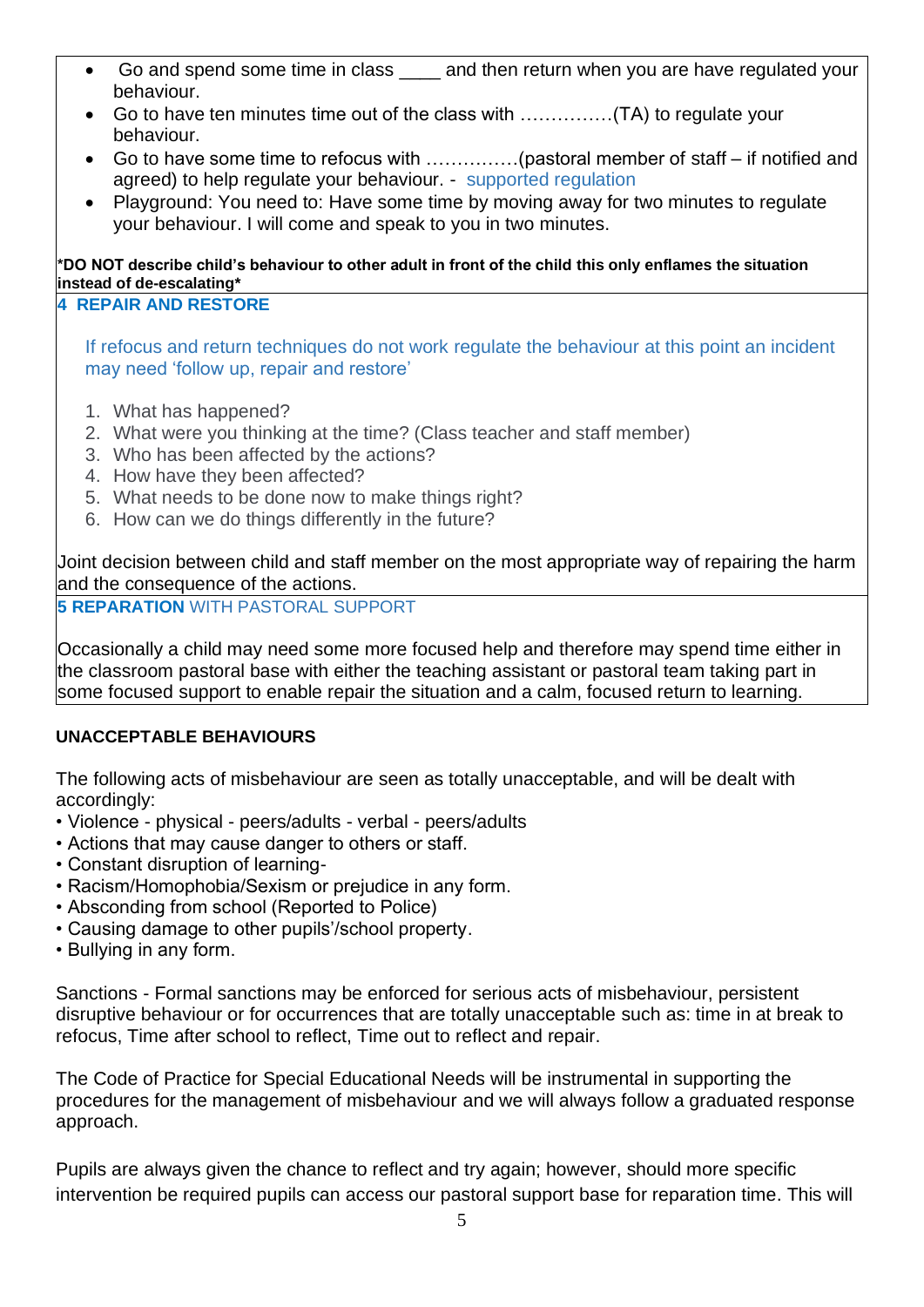- Go and spend some time in class ____ and then return when you are have regulated your behaviour.
- Go to have ten minutes time out of the class with ……………(TA) to regulate your behaviour.
- Go to have some time to refocus with ……………(pastoral member of staff – if notified and agreed) to help regulate your behaviour. - supported regulation
- Playground: You need to: Have some time by moving away for two minutes to regulate your behaviour. I will come and speak to you in two minutes.

***DO NOT describe child's behaviour to other adult in front of the child this only enflames the situation instead of de-escalating***

**4 REPAIR AND RESTORE**

If refocus and return techniques do not work regulate the behaviour at this point an incident may need 'follow up, repair and restore'

1. What has happened?
2. What were you thinking at the time? (Class teacher and staff member)
3. Who has been affected by the actions?
4. How have they been affected?
5. What needs to be done now to make things right?
6. How can we do things differently in the future?

Joint decision between child and staff member on the most appropriate way of repairing the harm and the consequence of the actions.

**5 REPARATION** WITH PASTORAL SUPPORT

Occasionally a child may need some more focused help and therefore may spend time either in the classroom pastoral base with either the teaching assistant or pastoral team taking part in some focused support to enable repair the situation and a calm, focused return to learning.

**UNACCEPTABLE BEHAVIOURS**

The following acts of misbehaviour are seen as totally unacceptable, and will be dealt with accordingly:

- Violence - physical - peers/adults - verbal - peers/adults
- Actions that may cause danger to others or staff.
- Constant disruption of learning-
- Racism/Homophobia/Sexism or prejudice in any form.
- Absconding from school (Reported to Police)
- Causing damage to other pupils'/school property.
- Bullying in any form.

Sanctions - Formal sanctions may be enforced for serious acts of misbehaviour, persistent disruptive behaviour or for occurrences that are totally unacceptable such as: time in at break to refocus, Time after school to reflect, Time out to reflect and repair.

The Code of Practice for Special Educational Needs will be instrumental in supporting the procedures for the management of misbehaviour and we will always follow a graduated response approach.

Pupils are always given the chance to reflect and try again; however, should more specific intervention be required pupils can access our pastoral support base for reparation time. This will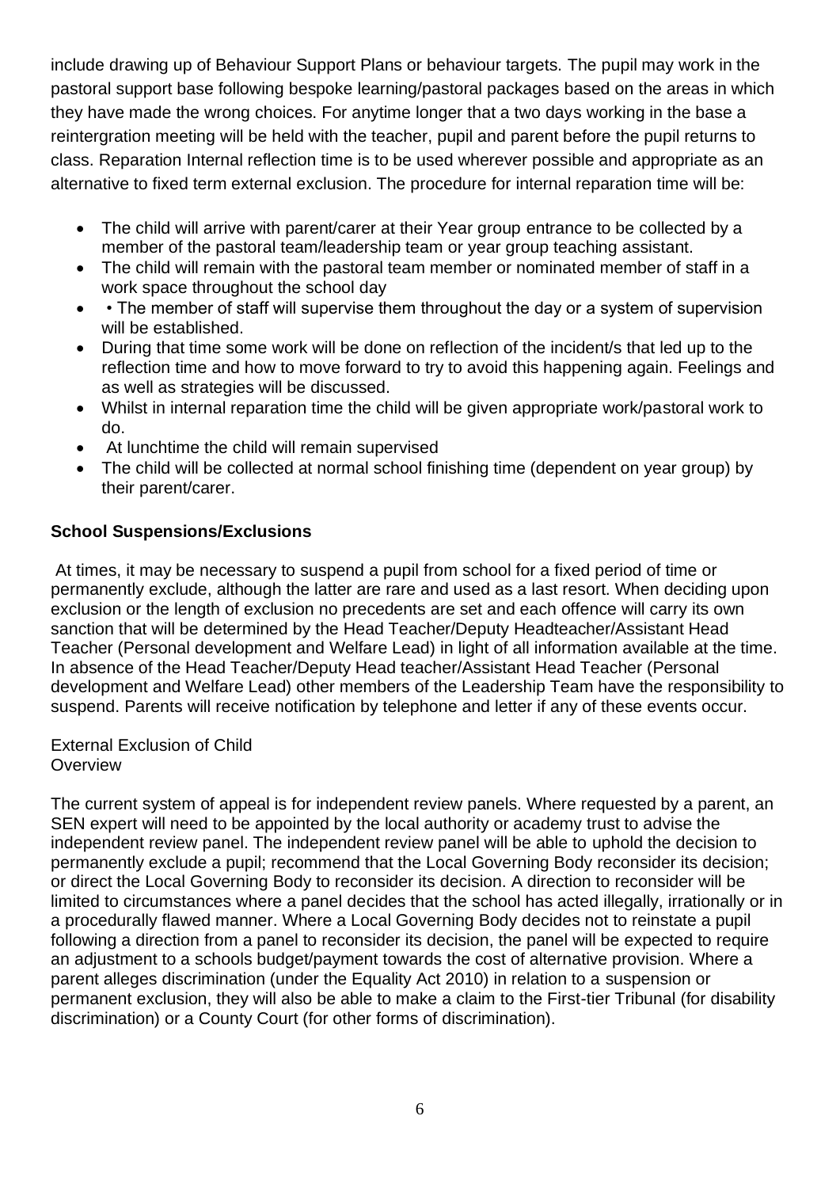include drawing up of Behaviour Support Plans or behaviour targets. The pupil may work in the pastoral support base following bespoke learning/pastoral packages based on the areas in which they have made the wrong choices. For anytime longer that a two days working in the base a reintergration meeting will be held with the teacher, pupil and parent before the pupil returns to class. Reparation Internal reflection time is to be used wherever possible and appropriate as an alternative to fixed term external exclusion. The procedure for internal reparation time will be:

- The child will arrive with parent/carer at their Year group entrance to be collected by a member of the pastoral team/leadership team or year group teaching assistant.
- The child will remain with the pastoral team member or nominated member of staff in a work space throughout the school day
- • The member of staff will supervise them throughout the day or a system of supervision will be established.
- During that time some work will be done on reflection of the incident/s that led up to the reflection time and how to move forward to try to avoid this happening again. Feelings and as well as strategies will be discussed.
- Whilst in internal reparation time the child will be given appropriate work/pastoral work to do.
- At lunchtime the child will remain supervised
- The child will be collected at normal school finishing time (dependent on year group) by their parent/carer.

**School Suspensions/Exclusions**

At times, it may be necessary to suspend a pupil from school for a fixed period of time or permanently exclude, although the latter are rare and used as a last resort. When deciding upon exclusion or the length of exclusion no precedents are set and each offence will carry its own sanction that will be determined by the Head Teacher/Deputy Headteacher/Assistant Head Teacher (Personal development and Welfare Lead) in light of all information available at the time. In absence of the Head Teacher/Deputy Head teacher/Assistant Head Teacher (Personal development and Welfare Lead) other members of the Leadership Team have the responsibility to suspend. Parents will receive notification by telephone and letter if any of these events occur.

External Exclusion of Child
Overview

The current system of appeal is for independent review panels. Where requested by a parent, an SEN expert will need to be appointed by the local authority or academy trust to advise the independent review panel. The independent review panel will be able to uphold the decision to permanently exclude a pupil; recommend that the Local Governing Body reconsider its decision; or direct the Local Governing Body to reconsider its decision. A direction to reconsider will be limited to circumstances where a panel decides that the school has acted illegally, irrationally or in a procedurally flawed manner. Where a Local Governing Body decides not to reinstate a pupil following a direction from a panel to reconsider its decision, the panel will be expected to require an adjustment to a schools budget/payment towards the cost of alternative provision. Where a parent alleges discrimination (under the Equality Act 2010) in relation to a suspension or permanent exclusion, they will also be able to make a claim to the First-tier Tribunal (for disability discrimination) or a County Court (for other forms of discrimination).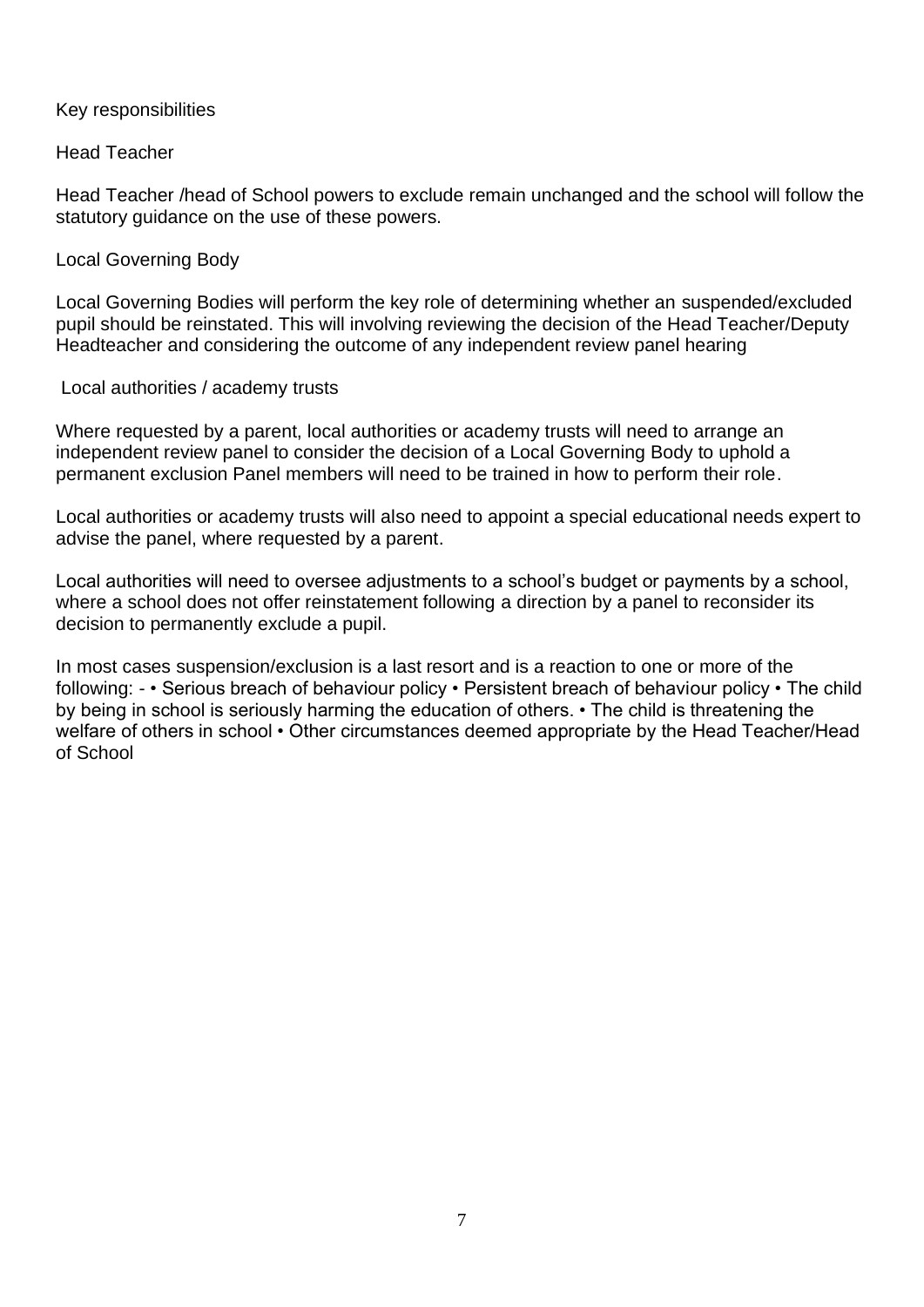## Key responsibilities

### Head Teacher

Head Teacher /head of School powers to exclude remain unchanged and the school will follow the statutory guidance on the use of these powers.

### Local Governing Body

Local Governing Bodies will perform the key role of determining whether an suspended/excluded pupil should be reinstated. This will involving reviewing the decision of the Head Teacher/Deputy Headteacher and considering the outcome of any independent review panel hearing

### Local authorities / academy trusts

Where requested by a parent, local authorities or academy trusts will need to arrange an independent review panel to consider the decision of a Local Governing Body to uphold a permanent exclusion Panel members will need to be trained in how to perform their role.

Local authorities or academy trusts will also need to appoint a special educational needs expert to advise the panel, where requested by a parent.

Local authorities will need to oversee adjustments to a school's budget or payments by a school, where a school does not offer reinstatement following a direction by a panel to reconsider its decision to permanently exclude a pupil.

In most cases suspension/exclusion is a last resort and is a reaction to one or more of the following: - • Serious breach of behaviour policy • Persistent breach of behaviour policy • The child by being in school is seriously harming the education of others. • The child is threatening the welfare of others in school • Other circumstances deemed appropriate by the Head Teacher/Head of School